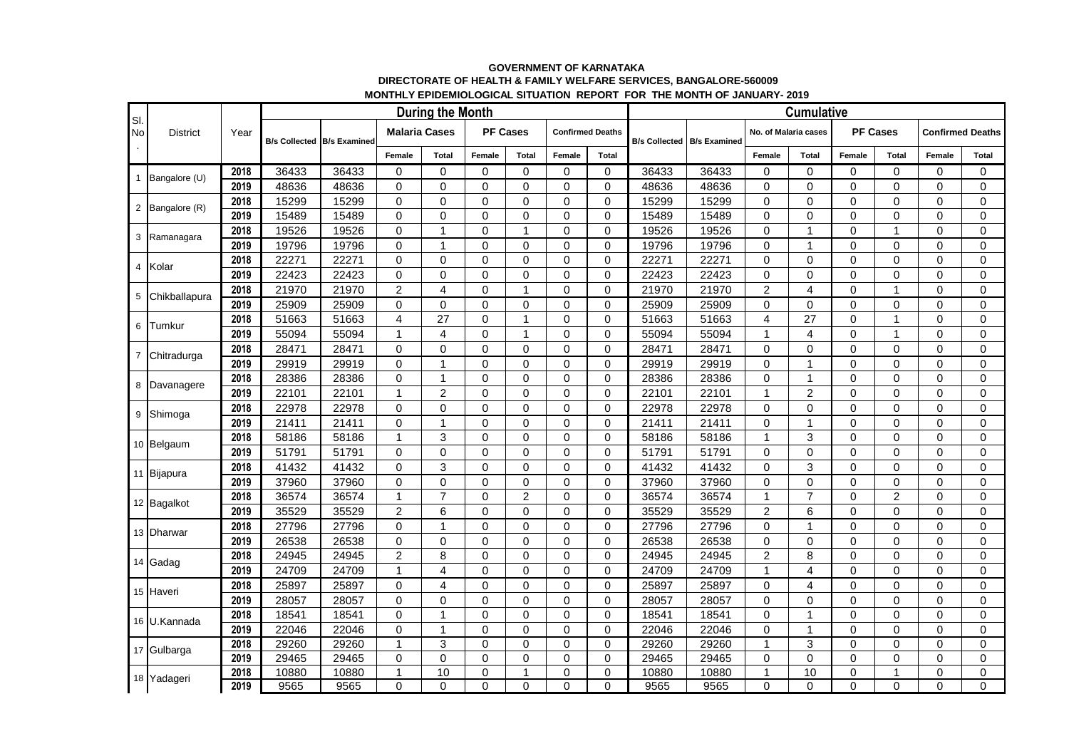**GOVERNMENT OF KARNATAKA**
**DIRECTORATE OF HEALTH & FAMILY WELFARE SERVICES, BANGALORE-560009**
**MONTHLY EPIDEMIOLOGICAL SITUATION REPORT FOR THE MONTH OF JANUARY- 2019**

| Sl. No. | District | Year | During the Month | | | | | | | | Cumulative | | | | | | | |
|---|---|---|---|---|---|---|---|---|---|---|---|---|---|---|---|---|---|---|
| | | | B/s Collected | B/s Examined | Malaria Cases | | PF Cases | | Confirmed Deaths | | B/s Collected | B/s Examined | No. of Malaria cases | | PF Cases | | Confirmed Deaths | |
| | | | | | Female | Total | Female | Total | Female | Total | | | Female | Total | Female | Total | Female | Total |
| 1 | Bangalore (U) | 2018 | 36433 | 36433 | 0 | 0 | 0 | 0 | 0 | 0 | 36433 | 36433 | 0 | 0 | 0 | 0 | 0 | 0 |
| | | 2019 | 48636 | 48636 | 0 | 0 | 0 | 0 | 0 | 0 | 48636 | 48636 | 0 | 0 | 0 | 0 | 0 | 0 |
| 2 | Bangalore (R) | 2018 | 15299 | 15299 | 0 | 0 | 0 | 0 | 0 | 0 | 15299 | 15299 | 0 | 0 | 0 | 0 | 0 | 0 |
| | | 2019 | 15489 | 15489 | 0 | 0 | 0 | 0 | 0 | 0 | 15489 | 15489 | 0 | 0 | 0 | 0 | 0 | 0 |
| 3 | Ramanagara | 2018 | 19526 | 19526 | 0 | 1 | 0 | 1 | 0 | 0 | 19526 | 19526 | 0 | 1 | 0 | 1 | 0 | 0 |
| | | 2019 | 19796 | 19796 | 0 | 1 | 0 | 0 | 0 | 0 | 19796 | 19796 | 0 | 1 | 0 | 0 | 0 | 0 |
| 4 | Kolar | 2018 | 22271 | 22271 | 0 | 0 | 0 | 0 | 0 | 0 | 22271 | 22271 | 0 | 0 | 0 | 0 | 0 | 0 |
| | | 2019 | 22423 | 22423 | 0 | 0 | 0 | 0 | 0 | 0 | 22423 | 22423 | 0 | 0 | 0 | 0 | 0 | 0 |
| 5 | Chikballapura | 2018 | 21970 | 21970 | 2 | 4 | 0 | 1 | 0 | 0 | 21970 | 21970 | 2 | 4 | 0 | 1 | 0 | 0 |
| | | 2019 | 25909 | 25909 | 0 | 0 | 0 | 0 | 0 | 0 | 25909 | 25909 | 0 | 0 | 0 | 0 | 0 | 0 |
| 6 | Tumkur | 2018 | 51663 | 51663 | 4 | 27 | 0 | 1 | 0 | 0 | 51663 | 51663 | 4 | 27 | 0 | 1 | 0 | 0 |
| | | 2019 | 55094 | 55094 | 1 | 4 | 0 | 1 | 0 | 0 | 55094 | 55094 | 1 | 4 | 0 | 1 | 0 | 0 |
| 7 | Chitradurga | 2018 | 28471 | 28471 | 0 | 0 | 0 | 0 | 0 | 0 | 28471 | 28471 | 0 | 0 | 0 | 0 | 0 | 0 |
| | | 2019 | 29919 | 29919 | 0 | 1 | 0 | 0 | 0 | 0 | 29919 | 29919 | 0 | 1 | 0 | 0 | 0 | 0 |
| 8 | Davanagere | 2018 | 28386 | 28386 | 0 | 1 | 0 | 0 | 0 | 0 | 28386 | 28386 | 0 | 1 | 0 | 0 | 0 | 0 |
| | | 2019 | 22101 | 22101 | 1 | 2 | 0 | 0 | 0 | 0 | 22101 | 22101 | 1 | 2 | 0 | 0 | 0 | 0 |
| 9 | Shimoga | 2018 | 22978 | 22978 | 0 | 0 | 0 | 0 | 0 | 0 | 22978 | 22978 | 0 | 0 | 0 | 0 | 0 | 0 |
| | | 2019 | 21411 | 21411 | 0 | 1 | 0 | 0 | 0 | 0 | 21411 | 21411 | 0 | 1 | 0 | 0 | 0 | 0 |
| 10 | Belgaum | 2018 | 58186 | 58186 | 1 | 3 | 0 | 0 | 0 | 0 | 58186 | 58186 | 1 | 3 | 0 | 0 | 0 | 0 |
| | | 2019 | 51791 | 51791 | 0 | 0 | 0 | 0 | 0 | 0 | 51791 | 51791 | 0 | 0 | 0 | 0 | 0 | 0 |
| 11 | Bijapura | 2018 | 41432 | 41432 | 0 | 3 | 0 | 0 | 0 | 0 | 41432 | 41432 | 0 | 3 | 0 | 0 | 0 | 0 |
| | | 2019 | 37960 | 37960 | 0 | 0 | 0 | 0 | 0 | 0 | 37960 | 37960 | 0 | 0 | 0 | 0 | 0 | 0 |
| 12 | Bagalkot | 2018 | 36574 | 36574 | 1 | 7 | 0 | 2 | 0 | 0 | 36574 | 36574 | 1 | 7 | 0 | 2 | 0 | 0 |
| | | 2019 | 35529 | 35529 | 2 | 6 | 0 | 0 | 0 | 0 | 35529 | 35529 | 2 | 6 | 0 | 0 | 0 | 0 |
| 13 | Dharwar | 2018 | 27796 | 27796 | 0 | 1 | 0 | 0 | 0 | 0 | 27796 | 27796 | 0 | 1 | 0 | 0 | 0 | 0 |
| | | 2019 | 26538 | 26538 | 0 | 0 | 0 | 0 | 0 | 0 | 26538 | 26538 | 0 | 0 | 0 | 0 | 0 | 0 |
| 14 | Gadag | 2018 | 24945 | 24945 | 2 | 8 | 0 | 0 | 0 | 0 | 24945 | 24945 | 2 | 8 | 0 | 0 | 0 | 0 |
| | | 2019 | 24709 | 24709 | 1 | 4 | 0 | 0 | 0 | 0 | 24709 | 24709 | 1 | 4 | 0 | 0 | 0 | 0 |
| 15 | Haveri | 2018 | 25897 | 25897 | 0 | 4 | 0 | 0 | 0 | 0 | 25897 | 25897 | 0 | 4 | 0 | 0 | 0 | 0 |
| | | 2019 | 28057 | 28057 | 0 | 0 | 0 | 0 | 0 | 0 | 28057 | 28057 | 0 | 0 | 0 | 0 | 0 | 0 |
| 16 | U.Kannada | 2018 | 18541 | 18541 | 0 | 1 | 0 | 0 | 0 | 0 | 18541 | 18541 | 0 | 1 | 0 | 0 | 0 | 0 |
| | | 2019 | 22046 | 22046 | 0 | 1 | 0 | 0 | 0 | 0 | 22046 | 22046 | 0 | 1 | 0 | 0 | 0 | 0 |
| 17 | Gulbarga | 2018 | 29260 | 29260 | 1 | 3 | 0 | 0 | 0 | 0 | 29260 | 29260 | 1 | 3 | 0 | 0 | 0 | 0 |
| | | 2019 | 29465 | 29465 | 0 | 0 | 0 | 0 | 0 | 0 | 29465 | 29465 | 0 | 0 | 0 | 0 | 0 | 0 |
| 18 | Yadageri | 2018 | 10880 | 10880 | 1 | 10 | 0 | 1 | 0 | 0 | 10880 | 10880 | 1 | 10 | 0 | 1 | 0 | 0 |
| | | 2019 | 9565 | 9565 | 0 | 0 | 0 | 0 | 0 | 0 | 9565 | 9565 | 0 | 0 | 0 | 0 | 0 | 0 |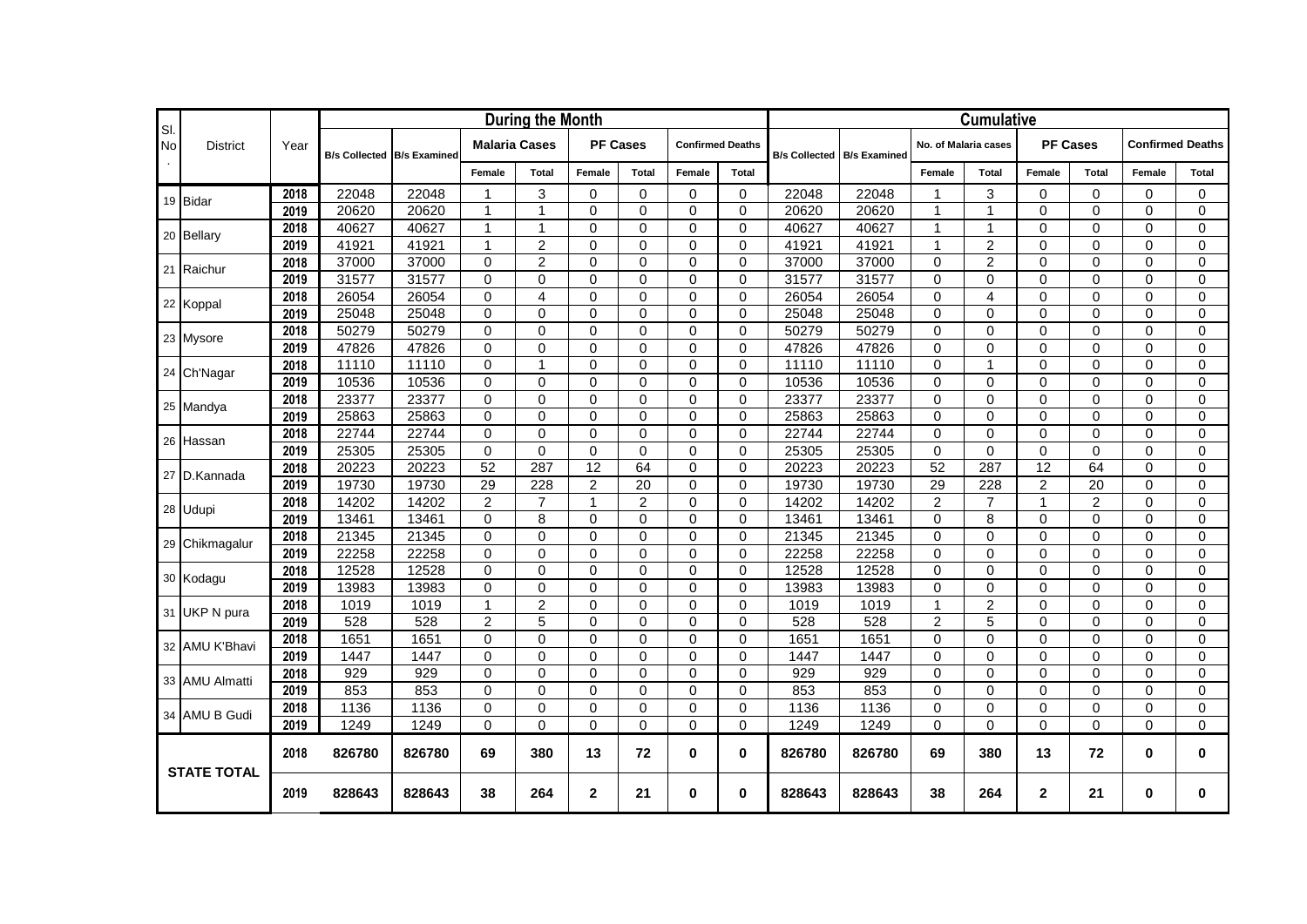| Sl. No. | District | Year | During the Month | | | | | | | | Cumulative | | | | | | | |
|---|---|---|---|---|---|---|---|---|---|---|---|---|---|---|---|---|---|---|
| | | | B/s Collected | B/s Examined | Malaria Cases | | PF Cases | | Confirmed Deaths | | B/s Collected | B/s Examined | No. of Malaria cases | | PF Cases | | Confirmed Deaths | |
| | | | | | Female | Total | Female | Total | Female | Total | | | Female | Total | Female | Total | Female | Total |
| 19 | Bidar | 2018 | 22048 | 22048 | 1 | 3 | 0 | 0 | 0 | 0 | 22048 | 22048 | 1 | 3 | 0 | 0 | 0 | 0 |
| | | 2019 | 20620 | 20620 | 1 | 1 | 0 | 0 | 0 | 0 | 20620 | 20620 | 1 | 1 | 0 | 0 | 0 | 0 |
| 20 | Bellary | 2018 | 40627 | 40627 | 1 | 1 | 0 | 0 | 0 | 0 | 40627 | 40627 | 1 | 1 | 0 | 0 | 0 | 0 |
| | | 2019 | 41921 | 41921 | 1 | 2 | 0 | 0 | 0 | 0 | 41921 | 41921 | 1 | 2 | 0 | 0 | 0 | 0 |
| 21 | Raichur | 2018 | 37000 | 37000 | 0 | 2 | 0 | 0 | 0 | 0 | 37000 | 37000 | 0 | 2 | 0 | 0 | 0 | 0 |
| | | 2019 | 31577 | 31577 | 0 | 0 | 0 | 0 | 0 | 0 | 31577 | 31577 | 0 | 0 | 0 | 0 | 0 | 0 |
| 22 | Koppal | 2018 | 26054 | 26054 | 0 | 4 | 0 | 0 | 0 | 0 | 26054 | 26054 | 0 | 4 | 0 | 0 | 0 | 0 |
| | | 2019 | 25048 | 25048 | 0 | 0 | 0 | 0 | 0 | 0 | 25048 | 25048 | 0 | 0 | 0 | 0 | 0 | 0 |
| 23 | Mysore | 2018 | 50279 | 50279 | 0 | 0 | 0 | 0 | 0 | 0 | 50279 | 50279 | 0 | 0 | 0 | 0 | 0 | 0 |
| | | 2019 | 47826 | 47826 | 0 | 0 | 0 | 0 | 0 | 0 | 47826 | 47826 | 0 | 0 | 0 | 0 | 0 | 0 |
| 24 | Ch'Nagar | 2018 | 11110 | 11110 | 0 | 1 | 0 | 0 | 0 | 0 | 11110 | 11110 | 0 | 1 | 0 | 0 | 0 | 0 |
| | | 2019 | 10536 | 10536 | 0 | 0 | 0 | 0 | 0 | 0 | 10536 | 10536 | 0 | 0 | 0 | 0 | 0 | 0 |
| 25 | Mandya | 2018 | 23377 | 23377 | 0 | 0 | 0 | 0 | 0 | 0 | 23377 | 23377 | 0 | 0 | 0 | 0 | 0 | 0 |
| | | 2019 | 25863 | 25863 | 0 | 0 | 0 | 0 | 0 | 0 | 25863 | 25863 | 0 | 0 | 0 | 0 | 0 | 0 |
| 26 | Hassan | 2018 | 22744 | 22744 | 0 | 0 | 0 | 0 | 0 | 0 | 22744 | 22744 | 0 | 0 | 0 | 0 | 0 | 0 |
| | | 2019 | 25305 | 25305 | 0 | 0 | 0 | 0 | 0 | 0 | 25305 | 25305 | 0 | 0 | 0 | 0 | 0 | 0 |
| 27 | D.Kannada | 2018 | 20223 | 20223 | 52 | 287 | 12 | 64 | 0 | 0 | 20223 | 20223 | 52 | 287 | 12 | 64 | 0 | 0 |
| | | 2019 | 19730 | 19730 | 29 | 228 | 2 | 20 | 0 | 0 | 19730 | 19730 | 29 | 228 | 2 | 20 | 0 | 0 |
| 28 | Udupi | 2018 | 14202 | 14202 | 2 | 7 | 1 | 2 | 0 | 0 | 14202 | 14202 | 2 | 7 | 1 | 2 | 0 | 0 |
| | | 2019 | 13461 | 13461 | 0 | 8 | 0 | 0 | 0 | 0 | 13461 | 13461 | 0 | 8 | 0 | 0 | 0 | 0 |
| 29 | Chikmagalur | 2018 | 21345 | 21345 | 0 | 0 | 0 | 0 | 0 | 0 | 21345 | 21345 | 0 | 0 | 0 | 0 | 0 | 0 |
| | | 2019 | 22258 | 22258 | 0 | 0 | 0 | 0 | 0 | 0 | 22258 | 22258 | 0 | 0 | 0 | 0 | 0 | 0 |
| 30 | Kodagu | 2018 | 12528 | 12528 | 0 | 0 | 0 | 0 | 0 | 0 | 12528 | 12528 | 0 | 0 | 0 | 0 | 0 | 0 |
| | | 2019 | 13983 | 13983 | 0 | 0 | 0 | 0 | 0 | 0 | 13983 | 13983 | 0 | 0 | 0 | 0 | 0 | 0 |
| 31 | UKP N pura | 2018 | 1019 | 1019 | 1 | 2 | 0 | 0 | 0 | 0 | 1019 | 1019 | 1 | 2 | 0 | 0 | 0 | 0 |
| | | 2019 | 528 | 528 | 2 | 5 | 0 | 0 | 0 | 0 | 528 | 528 | 2 | 5 | 0 | 0 | 0 | 0 |
| 32 | AMU K'Bhavi | 2018 | 1651 | 1651 | 0 | 0 | 0 | 0 | 0 | 0 | 1651 | 1651 | 0 | 0 | 0 | 0 | 0 | 0 |
| | | 2019 | 1447 | 1447 | 0 | 0 | 0 | 0 | 0 | 0 | 1447 | 1447 | 0 | 0 | 0 | 0 | 0 | 0 |
| 33 | AMU Almatti | 2018 | 929 | 929 | 0 | 0 | 0 | 0 | 0 | 0 | 929 | 929 | 0 | 0 | 0 | 0 | 0 | 0 |
| | | 2019 | 853 | 853 | 0 | 0 | 0 | 0 | 0 | 0 | 853 | 853 | 0 | 0 | 0 | 0 | 0 | 0 |
| 34 | AMU B Gudi | 2018 | 1136 | 1136 | 0 | 0 | 0 | 0 | 0 | 0 | 1136 | 1136 | 0 | 0 | 0 | 0 | 0 | 0 |
| | | 2019 | 1249 | 1249 | 0 | 0 | 0 | 0 | 0 | 0 | 1249 | 1249 | 0 | 0 | 0 | 0 | 0 | 0 |
| **STATE TOTAL** | | 2018 | **826780** | **826780** | **69** | **380** | **13** | **72** | **0** | **0** | **826780** | **826780** | **69** | **380** | **13** | **72** | **0** | **0** |
| | | 2019 | **828643** | **828643** | **38** | **264** | **2** | **21** | **0** | **0** | **828643** | **828643** | **38** | **264** | **2** | **21** | **0** | **0** |